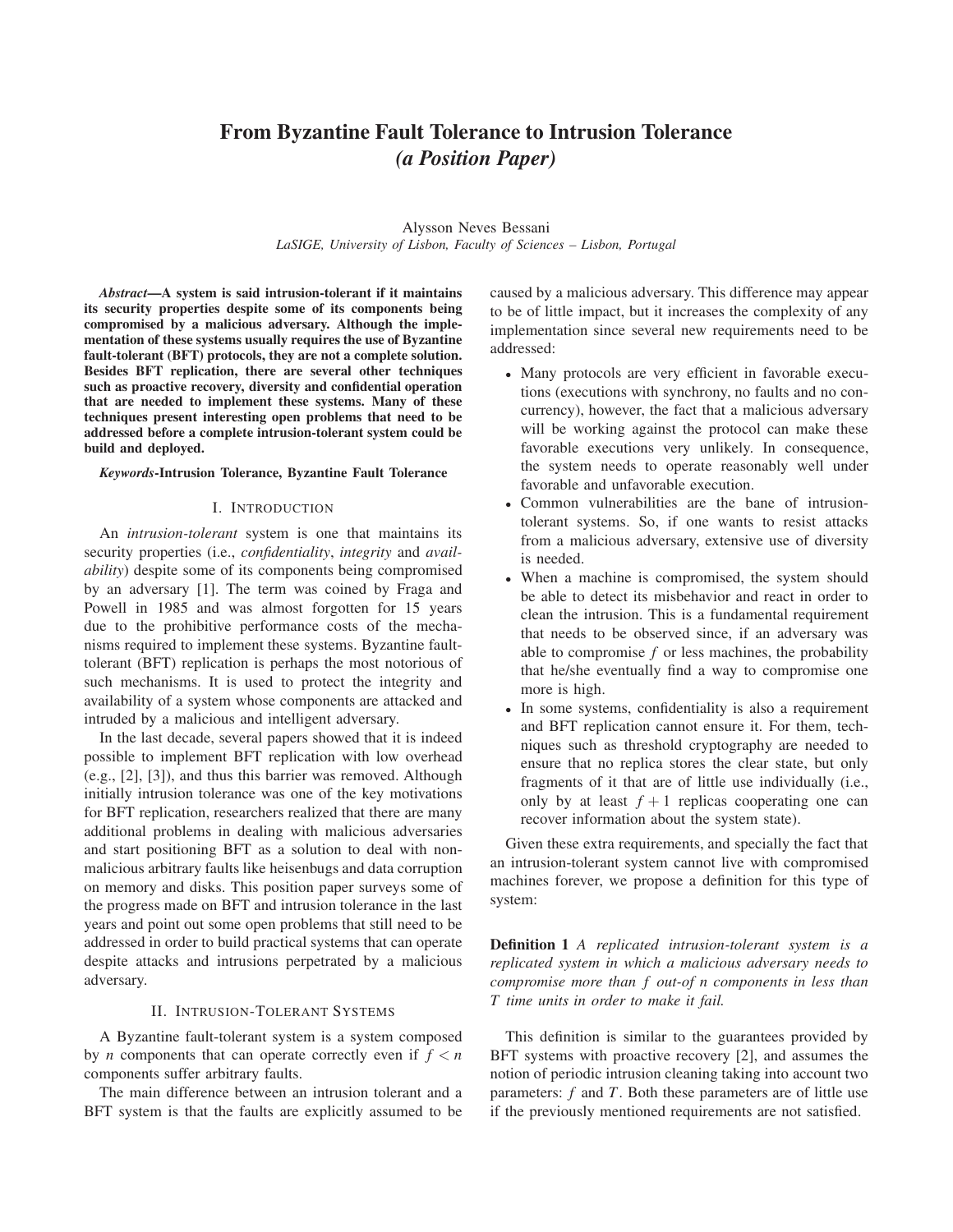# From Byzantine Fault Tolerance to Intrusion Tolerance
## *(a Position Paper)*

Alysson Neves Bessani

*LaSIGE, University of Lisbon, Faculty of Sciences – Lisbon, Portugal*

***Abstract*—A system is said intrusion-tolerant if it maintains its security properties despite some of its components being compromised by a malicious adversary. Although the implementation of these systems usually requires the use of Byzantine fault-tolerant (BFT) protocols, they are not a complete solution. Besides BFT replication, there are several other techniques such as proactive recovery, diversity and confidential operation that are needed to implement these systems. Many of these techniques present interesting open problems that need to be addressed before a complete intrusion-tolerant system could be build and deployed.**

***Keywords*-Intrusion Tolerance, Byzantine Fault Tolerance**

## I. Introduction

An *intrusion-tolerant* system is one that maintains its security properties (i.e., *confidentiality*, *integrity* and *availability*) despite some of its components being compromised by an adversary [1]. The term was coined by Fraga and Powell in 1985 and was almost forgotten for 15 years due to the prohibitive performance costs of the mechanisms required to implement these systems. Byzantine fault-tolerant (BFT) replication is perhaps the most notorious of such mechanisms. It is used to protect the integrity and availability of a system whose components are attacked and intruded by a malicious and intelligent adversary.

In the last decade, several papers showed that it is indeed possible to implement BFT replication with low overhead (e.g., [2], [3]), and thus this barrier was removed. Although initially intrusion tolerance was one of the key motivations for BFT replication, researchers realized that there are many additional problems in dealing with malicious adversaries and start positioning BFT as a solution to deal with non-malicious arbitrary faults like heisenbugs and data corruption on memory and disks. This position paper surveys some of the progress made on BFT and intrusion tolerance in the last years and point out some open problems that still need to be addressed in order to build practical systems that can operate despite attacks and intrusions perpetrated by a malicious adversary.

## II. Intrusion-Tolerant Systems

A Byzantine fault-tolerant system is a system composed by $n$ components that can operate correctly even if $f < n$ components suffer arbitrary faults.

The main difference between an intrusion tolerant and a BFT system is that the faults are explicitly assumed to be caused by a malicious adversary. This difference may appear to be of little impact, but it increases the complexity of any implementation since several new requirements need to be addressed:

- Many protocols are very efficient in favorable executions (executions with synchrony, no faults and no concurrency), however, the fact that a malicious adversary will be working against the protocol can make these favorable executions very unlikely. In consequence, the system needs to operate reasonably well under favorable and unfavorable execution.
- Common vulnerabilities are the bane of intrusion-tolerant systems. So, if one wants to resist attacks from a malicious adversary, extensive use of diversity is needed.
- When a machine is compromised, the system should be able to detect its misbehavior and react in order to clean the intrusion. This is a fundamental requirement that needs to be observed since, if an adversary was able to compromise $f$ or less machines, the probability that he/she eventually find a way to compromise one more is high.
- In some systems, confidentiality is also a requirement and BFT replication cannot ensure it. For them, techniques such as threshold cryptography are needed to ensure that no replica stores the clear state, but only fragments of it that are of little use individually (i.e., only by at least $f+1$ replicas cooperating one can recover information about the system state).

Given these extra requirements, and specially the fact that an intrusion-tolerant system cannot live with compromised machines forever, we propose a definition for this type of system:

**Definition 1** *A replicated intrusion-tolerant system is a replicated system in which a malicious adversary needs to compromise more than $f$ out-of $n$ components in less than $T$ time units in order to make it fail.*

This definition is similar to the guarantees provided by BFT systems with proactive recovery [2], and assumes the notion of periodic intrusion cleaning taking into account two parameters: $f$ and $T$. Both these parameters are of little use if the previously mentioned requirements are not satisfied.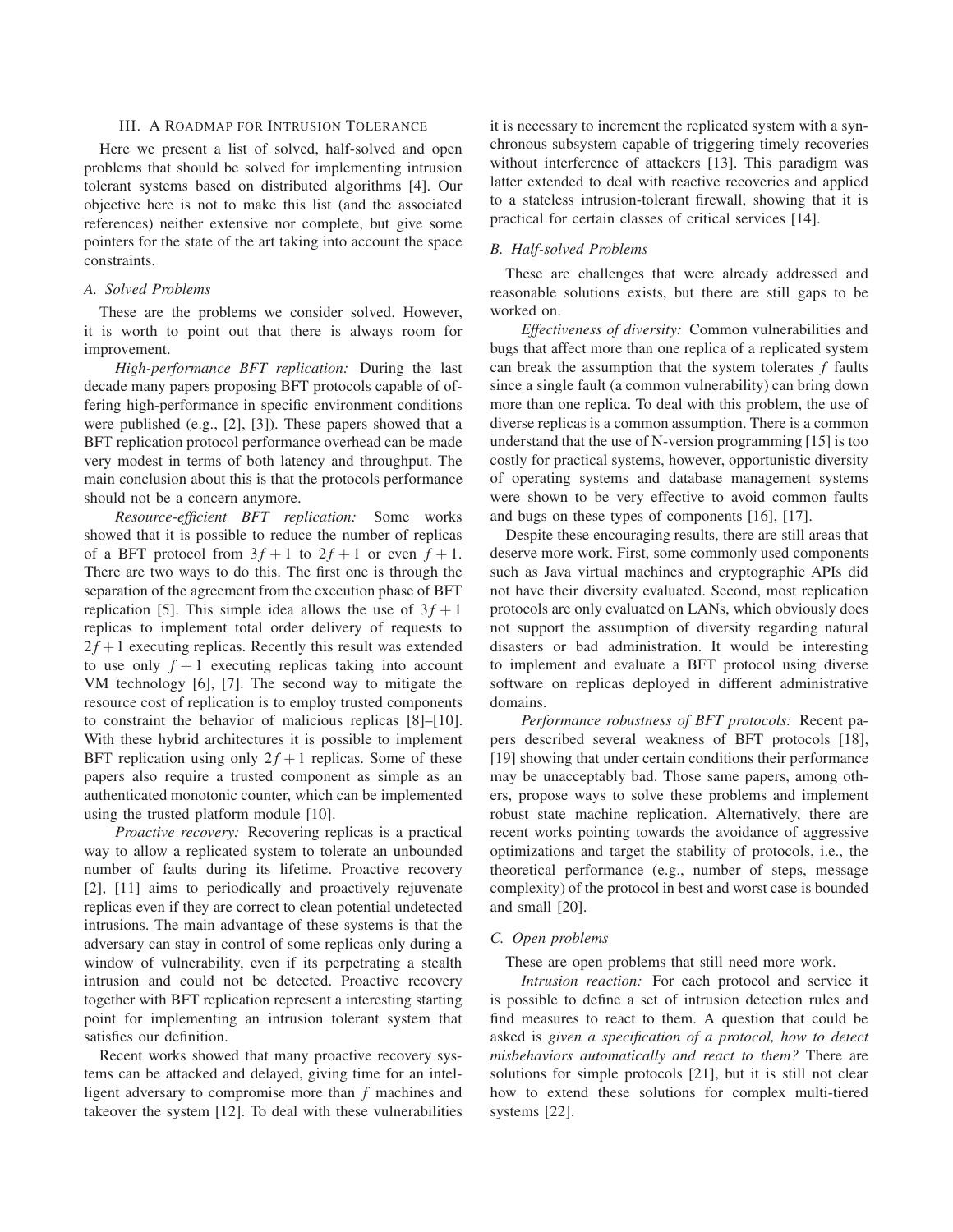## III. A Roadmap for Intrusion Tolerance

Here we present a list of solved, half-solved and open problems that should be solved for implementing intrusion tolerant systems based on distributed algorithms [4]. Our objective here is not to make this list (and the associated references) neither extensive nor complete, but give some pointers for the state of the art taking into account the space constraints.

### A. Solved Problems

These are the problems we consider solved. However, it is worth to point out that there is always room for improvement.

*High-performance BFT replication:* During the last decade many papers proposing BFT protocols capable of offering high-performance in specific environment conditions were published (e.g., [2], [3]). These papers showed that a BFT replication protocol performance overhead can be made very modest in terms of both latency and throughput. The main conclusion about this is that the protocols performance should not be a concern anymore.

*Resource-efficient BFT replication:* Some works showed that it is possible to reduce the number of replicas of a BFT protocol from $3f+1$ to $2f+1$ or even $f+1$. There are two ways to do this. The first one is through the separation of the agreement from the execution phase of BFT replication [5]. This simple idea allows the use of $3f+1$ replicas to implement total order delivery of requests to $2f+1$ executing replicas. Recently this result was extended to use only $f+1$ executing replicas taking into account VM technology [6], [7]. The second way to mitigate the resource cost of replication is to employ trusted components to constraint the behavior of malicious replicas [8]–[10]. With these hybrid architectures it is possible to implement BFT replication using only $2f+1$ replicas. Some of these papers also require a trusted component as simple as an authenticated monotonic counter, which can be implemented using the trusted platform module [10].

*Proactive recovery:* Recovering replicas is a practical way to allow a replicated system to tolerate an unbounded number of faults during its lifetime. Proactive recovery [2], [11] aims to periodically and proactively rejuvenate replicas even if they are correct to clean potential undetected intrusions. The main advantage of these systems is that the adversary can stay in control of some replicas only during a window of vulnerability, even if its perpetrating a stealth intrusion and could not be detected. Proactive recovery together with BFT replication represent a interesting starting point for implementing an intrusion tolerant system that satisfies our definition.

Recent works showed that many proactive recovery systems can be attacked and delayed, giving time for an intelligent adversary to compromise more than $f$ machines and takeover the system [12]. To deal with these vulnerabilities it is necessary to increment the replicated system with a synchronous subsystem capable of triggering timely recoveries without interference of attackers [13]. This paradigm was latter extended to deal with reactive recoveries and applied to a stateless intrusion-tolerant firewall, showing that it is practical for certain classes of critical services [14].

### B. Half-solved Problems

These are challenges that were already addressed and reasonable solutions exists, but there are still gaps to be worked on.

*Effectiveness of diversity:* Common vulnerabilities and bugs that affect more than one replica of a replicated system can break the assumption that the system tolerates $f$ faults since a single fault (a common vulnerability) can bring down more than one replica. To deal with this problem, the use of diverse replicas is a common assumption. There is a common understand that the use of N-version programming [15] is too costly for practical systems, however, opportunistic diversity of operating systems and database management systems were shown to be very effective to avoid common faults and bugs on these types of components [16], [17].

Despite these encouraging results, there are still areas that deserve more work. First, some commonly used components such as Java virtual machines and cryptographic APIs did not have their diversity evaluated. Second, most replication protocols are only evaluated on LANs, which obviously does not support the assumption of diversity regarding natural disasters or bad administration. It would be interesting to implement and evaluate a BFT protocol using diverse software on replicas deployed in different administrative domains.

*Performance robustness of BFT protocols:* Recent papers described several weakness of BFT protocols [18], [19] showing that under certain conditions their performance may be unacceptably bad. Those same papers, among others, propose ways to solve these problems and implement robust state machine replication. Alternatively, there are recent works pointing towards the avoidance of aggressive optimizations and target the stability of protocols, i.e., the theoretical performance (e.g., number of steps, message complexity) of the protocol in best and worst case is bounded and small [20].

### C. Open problems

These are open problems that still need more work.

*Intrusion reaction:* For each protocol and service it is possible to define a set of intrusion detection rules and find measures to react to them. A question that could be asked is *given a specification of a protocol, how to detect misbehaviors automatically and react to them?* There are solutions for simple protocols [21], but it is still not clear how to extend these solutions for complex multi-tiered systems [22].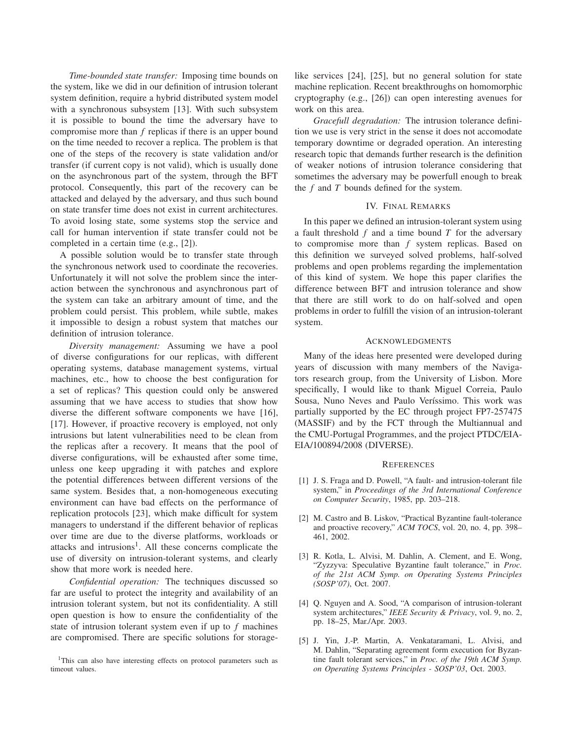*Time-bounded state transfer:* Imposing time bounds on the system, like we did in our definition of intrusion tolerant system definition, require a hybrid distributed system model with a synchronous subsystem [13]. With such subsystem it is possible to bound the time the adversary have to compromise more than $f$ replicas if there is an upper bound on the time needed to recover a replica. The problem is that one of the steps of the recovery is state validation and/or transfer (if current copy is not valid), which is usually done on the asynchronous part of the system, through the BFT protocol. Consequently, this part of the recovery can be attacked and delayed by the adversary, and thus such bound on state transfer time does not exist in current architectures. To avoid losing state, some systems stop the service and call for human intervention if state transfer could not be completed in a certain time (e.g., [2]).

A possible solution would be to transfer state through the synchronous network used to coordinate the recoveries. Unfortunately it will not solve the problem since the interaction between the synchronous and asynchronous part of the system can take an arbitrary amount of time, and the problem could persist. This problem, while subtle, makes it impossible to design a robust system that matches our definition of intrusion tolerance.

*Diversity management:* Assuming we have a pool of diverse configurations for our replicas, with different operating systems, database management systems, virtual machines, etc., how to choose the best configuration for a set of replicas? This question could only be answered assuming that we have access to studies that show how diverse the different software components we have [16], [17]. However, if proactive recovery is employed, not only intrusions but latent vulnerabilities need to be clean from the replicas after a recovery. It means that the pool of diverse configurations, will be exhausted after some time, unless one keep upgrading it with patches and explore the potential differences between different versions of the same system. Besides that, a non-homogeneous executing environment can have bad effects on the performance of replication protocols [23], which make difficult for system managers to understand if the different behavior of replicas over time are due to the diverse platforms, workloads or attacks and intrusions[1]. All these concerns complicate the use of diversity on intrusion-tolerant systems, and clearly show that more work is needed here.

*Confidential operation:* The techniques discussed so far are useful to protect the integrity and availability of an intrusion tolerant system, but not its confidentiality. A still open question is how to ensure the confidentiality of the state of intrusion tolerant system even if up to $f$ machines are compromised. There are specific solutions for storage-like services [24], [25], but no general solution for state machine replication. Recent breakthroughs on homomorphic cryptography (e.g., [26]) can open interesting avenues for work on this area.

*Gracefull degradation:* The intrusion tolerance definition we use is very strict in the sense it does not accomodate temporary downtime or degraded operation. An interesting research topic that demands further research is the definition of weaker notions of intrusion tolerance considering that sometimes the adversary may be powerfull enough to break the $f$ and $T$ bounds defined for the system.

[1] This can also have interesting effects on protocol parameters such as timeout values.

## IV. Final Remarks

In this paper we defined an intrusion-tolerant system using a fault threshold $f$ and a time bound $T$ for the adversary to compromise more than $f$ system replicas. Based on this definition we surveyed solved problems, half-solved problems and open problems regarding the implementation of this kind of system. We hope this paper clarifies the difference between BFT and intrusion tolerance and show that there are still work to do on half-solved and open problems in order to fulfill the vision of an intrusion-tolerant system.

## Acknowledgments

Many of the ideas here presented were developed during years of discussion with many members of the Navigators research group, from the University of Lisbon. More specifically, I would like to thank Miguel Correia, Paulo Sousa, Nuno Neves and Paulo Veríssimo. This work was partially supported by the EC through project FP7-257475 (MASSIF) and by the FCT through the Multiannual and the CMU-Portugal Programmes, and the project PTDC/EIA-EIA/100894/2008 (DIVERSE).

## References

[1] J. S. Fraga and D. Powell, "A fault- and intrusion-tolerant file system," in *Proceedings of the 3rd International Conference on Computer Security*, 1985, pp. 203–218.

[2] M. Castro and B. Liskov, "Practical Byzantine fault-tolerance and proactive recovery," *ACM TOCS*, vol. 20, no. 4, pp. 398–461, 2002.

[3] R. Kotla, L. Alvisi, M. Dahlin, A. Clement, and E. Wong, "Zyzzyva: Speculative Byzantine fault tolerance," in *Proc. of the 21st ACM Symp. on Operating Systems Principles (SOSP'07)*, Oct. 2007.

[4] Q. Nguyen and A. Sood, "A comparison of intrusion-tolerant system architectures," *IEEE Security & Privacy*, vol. 9, no. 2, pp. 18–25, Mar./Apr. 2003.

[5] J. Yin, J.-P. Martin, A. Venkataramani, L. Alvisi, and M. Dahlin, "Separating agreement form execution for Byzantine fault tolerant services," in *Proc. of the 19th ACM Symp. on Operating Systems Principles - SOSP'03*, Oct. 2003.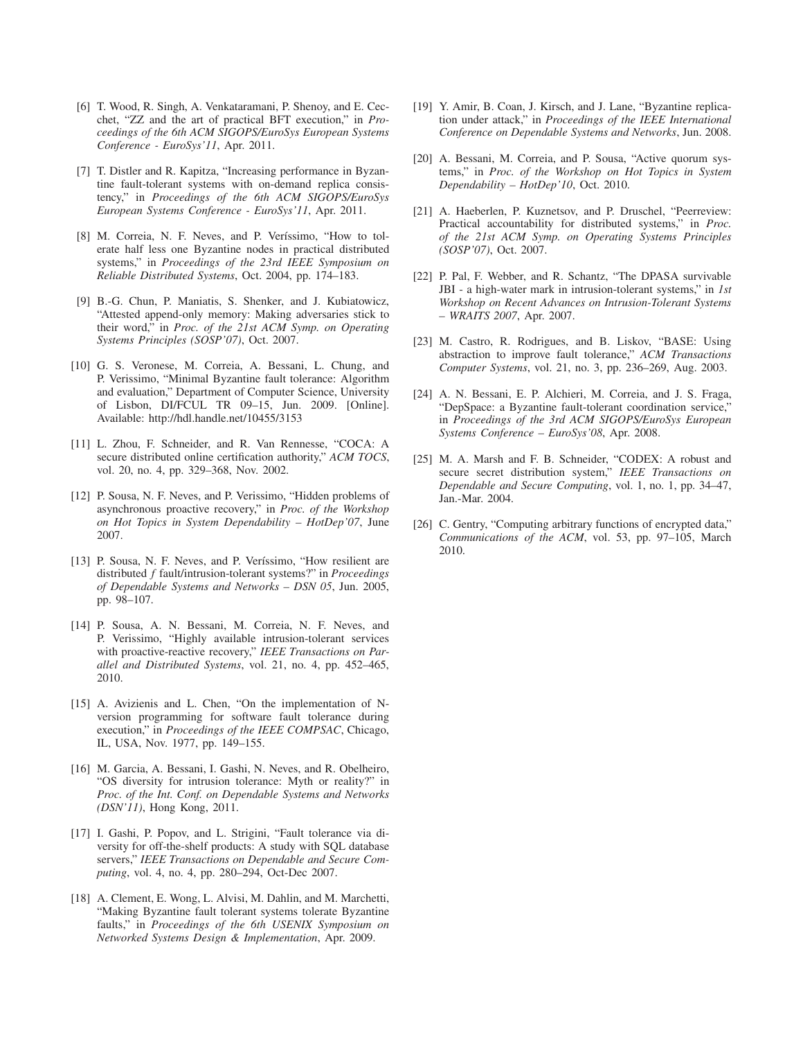[6] T. Wood, R. Singh, A. Venkataramani, P. Shenoy, and E. Cecchet, "ZZ and the art of practical BFT execution," in *Proceedings of the 6th ACM SIGOPS/EuroSys European Systems Conference - EuroSys'11*, Apr. 2011.

[7] T. Distler and R. Kapitza, "Increasing performance in Byzantine fault-tolerant systems with on-demand replica consistency," in *Proceedings of the 6th ACM SIGOPS/EuroSys European Systems Conference - EuroSys'11*, Apr. 2011.

[8] M. Correia, N. F. Neves, and P. Veríssimo, "How to tolerate half less one Byzantine nodes in practical distributed systems," in *Proceedings of the 23rd IEEE Symposium on Reliable Distributed Systems*, Oct. 2004, pp. 174–183.

[9] B.-G. Chun, P. Maniatis, S. Shenker, and J. Kubiatowicz, "Attested append-only memory: Making adversaries stick to their word," in *Proc. of the 21st ACM Symp. on Operating Systems Principles (SOSP'07)*, Oct. 2007.

[10] G. S. Veronese, M. Correia, A. Bessani, L. Chung, and P. Verissimo, "Minimal Byzantine fault tolerance: Algorithm and evaluation," Department of Computer Science, University of Lisbon, DI/FCUL TR 09–15, Jun. 2009. [Online]. Available: http://hdl.handle.net/10455/3153

[11] L. Zhou, F. Schneider, and R. Van Rennesse, "COCA: A secure distributed online certification authority," *ACM TOCS*, vol. 20, no. 4, pp. 329–368, Nov. 2002.

[12] P. Sousa, N. F. Neves, and P. Verissimo, "Hidden problems of asynchronous proactive recovery," in *Proc. of the Workshop on Hot Topics in System Dependability – HotDep'07*, June 2007.

[13] P. Sousa, N. F. Neves, and P. Veríssimo, "How resilient are distributed *f* fault/intrusion-tolerant systems?" in *Proceedings of Dependable Systems and Networks – DSN 05*, Jun. 2005, pp. 98–107.

[14] P. Sousa, A. N. Bessani, M. Correia, N. F. Neves, and P. Verissimo, "Highly available intrusion-tolerant services with proactive-reactive recovery," *IEEE Transactions on Parallel and Distributed Systems*, vol. 21, no. 4, pp. 452–465, 2010.

[15] A. Avizienis and L. Chen, "On the implementation of N-version programming for software fault tolerance during execution," in *Proceedings of the IEEE COMPSAC*, Chicago, IL, USA, Nov. 1977, pp. 149–155.

[16] M. Garcia, A. Bessani, I. Gashi, N. Neves, and R. Obelheiro, "OS diversity for intrusion tolerance: Myth or reality?" in *Proc. of the Int. Conf. on Dependable Systems and Networks (DSN'11)*, Hong Kong, 2011.

[17] I. Gashi, P. Popov, and L. Strigini, "Fault tolerance via diversity for off-the-shelf products: A study with SQL database servers," *IEEE Transactions on Dependable and Secure Computing*, vol. 4, no. 4, pp. 280–294, Oct-Dec 2007.

[18] A. Clement, E. Wong, L. Alvisi, M. Dahlin, and M. Marchetti, "Making Byzantine fault tolerant systems tolerate Byzantine faults," in *Proceedings of the 6th USENIX Symposium on Networked Systems Design & Implementation*, Apr. 2009.

[19] Y. Amir, B. Coan, J. Kirsch, and J. Lane, "Byzantine replication under attack," in *Proceedings of the IEEE International Conference on Dependable Systems and Networks*, Jun. 2008.

[20] A. Bessani, M. Correia, and P. Sousa, "Active quorum systems," in *Proc. of the Workshop on Hot Topics in System Dependability – HotDep'10*, Oct. 2010.

[21] A. Haeberlen, P. Kuznetsov, and P. Druschel, "Peerreview: Practical accountability for distributed systems," in *Proc. of the 21st ACM Symp. on Operating Systems Principles (SOSP'07)*, Oct. 2007.

[22] P. Pal, F. Webber, and R. Schantz, "The DPASA survivable JBI - a high-water mark in intrusion-tolerant systems," in *1st Workshop on Recent Advances on Intrusion-Tolerant Systems – WRAITS 2007*, Apr. 2007.

[23] M. Castro, R. Rodrigues, and B. Liskov, "BASE: Using abstraction to improve fault tolerance," *ACM Transactions Computer Systems*, vol. 21, no. 3, pp. 236–269, Aug. 2003.

[24] A. N. Bessani, E. P. Alchieri, M. Correia, and J. S. Fraga, "DepSpace: a Byzantine fault-tolerant coordination service," in *Proceedings of the 3rd ACM SIGOPS/EuroSys European Systems Conference – EuroSys'08*, Apr. 2008.

[25] M. A. Marsh and F. B. Schneider, "CODEX: A robust and secure secret distribution system," *IEEE Transactions on Dependable and Secure Computing*, vol. 1, no. 1, pp. 34–47, Jan.-Mar. 2004.

[26] C. Gentry, "Computing arbitrary functions of encrypted data," *Communications of the ACM*, vol. 53, pp. 97–105, March 2010.